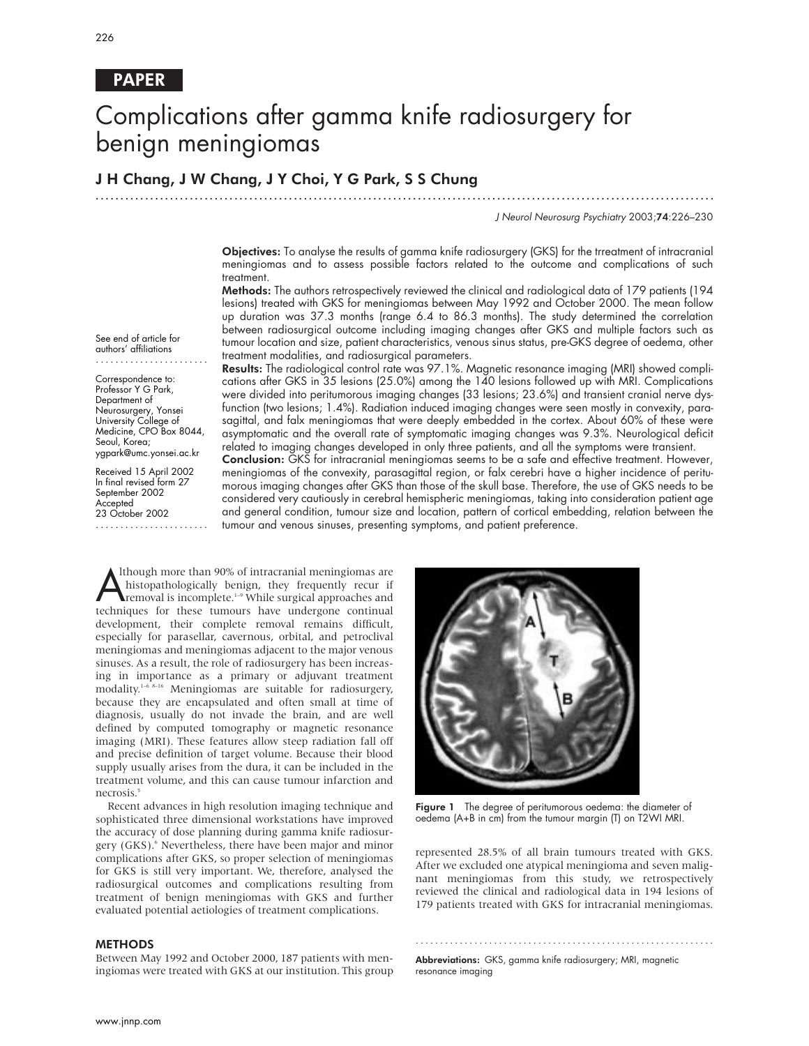**PAPER**

# Complications after gamma knife radiosurgery for benign meningiomas

## J H Chang, J W Chang, J Y Choi, Y G Park, S S Chung

*J Neurol Neurosurg Psychiatry* 2003;**74**:226–230

See end of article for authors' affiliations

Correspondence to: Professor Y G Park, Department of Neurosurgery, Yonsei University College of Medicine, CPO Box 8044, Seoul, Korea; ygpark@umc.yonsei.ac.kr

Received 15 April 2002
In final revised form 27 September 2002
Accepted 23 October 2002

**Objectives:** To analyse the results of gamma knife radiosurgery (GKS) for the trreatment of intracranial meningiomas and to assess possible factors related to the outcome and complications of such treatment.

**Methods:** The authors retrospectively reviewed the clinical and radiological data of 179 patients (194 lesions) treated with GKS for meningiomas between May 1992 and October 2000. The mean follow up duration was 37.3 months (range 6.4 to 86.3 months). The study determined the correlation between radiosurgical outcome including imaging changes after GKS and multiple factors such as tumour location and size, patient characteristics, venous sinus status, pre-GKS degree of oedema, other treatment modalities, and radiosurgical parameters.

**Results:** The radiological control rate was 97.1%. Magnetic resonance imaging (MRI) showed complications after GKS in 35 lesions (25.0%) among the 140 lesions followed up with MRI. Complications were divided into peritumorous imaging changes (33 lesions; 23.6%) and transient cranial nerve dysfunction (two lesions; 1.4%). Radiation induced imaging changes were seen mostly in convexity, parasagittal, and falx meningiomas that were deeply embedded in the cortex. About 60% of these were asymptomatic and the overall rate of symptomatic imaging changes was 9.3%. Neurological deficit related to imaging changes developed in only three patients, and all the symptoms were transient.

**Conclusion:** GKS for intracranial meningiomas seems to be a safe and effective treatment. However, meningiomas of the convexity, parasagittal region, or falx cerebri have a higher incidence of peritumorous imaging changes after GKS than those of the skull base. Therefore, the use of GKS needs to be considered very cautiously in cerebral hemispheric meningiomas, taking into consideration patient age and general condition, tumour size and location, pattern of cortical embedding, relation between the tumour and venous sinuses, presenting symptoms, and patient preference.

Although more than 90% of intracranial meningiomas are histopathologically benign, they frequently recur if removal is incomplete.[1–9] While surgical approaches and techniques for these tumours have undergone continual development, their complete removal remains difficult, especially for parasellar, cavernous, orbital, and petroclival meningiomas and meningiomas adjacent to the major venous sinuses. As a result, the role of radiosurgery has been increasing in importance as a primary or adjuvant treatment modality.[1–6 8–16] Meningiomas are suitable for radiosurgery, because they are encapsulated and often small at time of diagnosis, usually do not invade the brain, and are well defined by computed tomography or magnetic resonance imaging (MRI). These features allow steep radiation fall off and precise definition of target volume. Because their blood supply usually arises from the dura, it can be included in the treatment volume, and this can cause tumour infarction and necrosis.[5]

Recent advances in high resolution imaging technique and sophisticated three dimensional workstations have improved the accuracy of dose planning during gamma knife radiosurgery (GKS).[6] Nevertheless, there have been major and minor complications after GKS, so proper selection of meningiomas for GKS is still very important. We, therefore, analysed the radiosurgical outcomes and complications resulting from treatment of benign meningiomas with GKS and further evaluated potential aetiologies of treatment complications.

Figure 1 The degree of peritumorous oedema: the diameter of oedema (A+B in cm) from the tumour margin (T) on T2WI MRI.

## METHODS

Between May 1992 and October 2000, 187 patients with meningiomas were treated with GKS at our institution. This group represented 28.5% of all brain tumours treated with GKS. After we excluded one atypical meningioma and seven malignant meningiomas from this study, we retrospectively reviewed the clinical and radiological data in 194 lesions of 179 patients treated with GKS for intracranial meningiomas.

**Abbreviations:** GKS, gamma knife radiosurgery; MRI, magnetic resonance imaging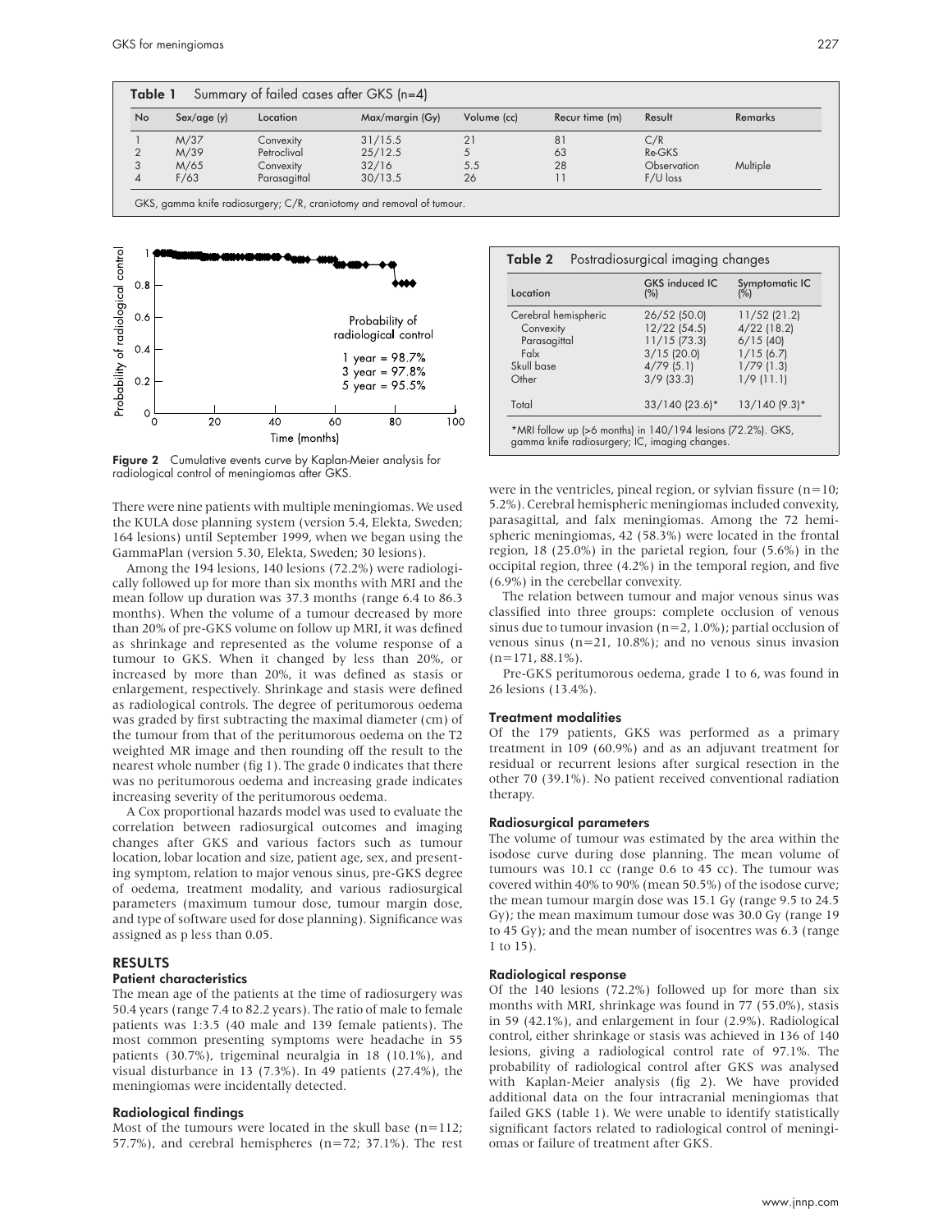**Table 1** Summary of failed cases after GKS (n=4)

| No | Sex/age (y) | Location | Max/margin (Gy) | Volume (cc) | Recur time (m) | Result | Remarks |
|---|---|---|---|---|---|---|---|
| 1 | M/37 | Convexity | 31/15.5 | 21 | 81 | C/R | |
| 2 | M/39 | Petroclival | 25/12.5 | 5 | 63 | Re-GKS | |
| 3 | M/65 | Convexity | 32/16 | 5.5 | 28 | Observation | Multiple |
| 4 | F/63 | Parasagittal | 30/13.5 | 26 | 11 | F/U loss | |

GKS, gamma knife radiosurgery; C/R, craniotomy and removal of tumour.

Probability of radiological control: 1 year = 98.7%; 3 year = 97.8%; 5 year = 95.5%

**Figure 2** Cumulative events curve by Kaplan-Meier analysis for radiological control of meningiomas after GKS.

There were nine patients with multiple meningiomas. We used the KULA dose planning system (version 5.4, Elekta, Sweden; 164 lesions) until September 1999, when we began using the GammaPlan (version 5.30, Elekta, Sweden; 30 lesions).

Among the 194 lesions, 140 lesions (72.2%) were radiologically followed up for more than six months with MRI and the mean follow up duration was 37.3 months (range 6.4 to 86.3 months). When the volume of a tumour decreased by more than 20% of pre-GKS volume on follow up MRI, it was defined as shrinkage and represented as the volume response of a tumour to GKS. When it changed by less than 20%, or increased by more than 20%, it was defined as stasis or enlargement, respectively. Shrinkage and stasis were defined as radiological controls. The degree of peritumorous oedema was graded by first subtracting the maximal diameter (cm) of the tumour from that of the peritumorous oedema on the T2 weighted MR image and then rounding off the result to the nearest whole number (fig 1). The grade 0 indicates that there was no peritumorous oedema and increasing grade indicates increasing severity of the peritumorous oedema.

A Cox proportional hazards model was used to evaluate the correlation between radiosurgical outcomes and imaging changes after GKS and various factors such as tumour location, lobar location and size, patient age, sex, and presenting symptom, relation to major venous sinus, pre-GKS degree of oedema, treatment modality, and various radiosurgical parameters (maximum tumour dose, tumour margin dose, and type of software used for dose planning). Significance was assigned as p less than 0.05.

## RESULTS

### Patient characteristics

The mean age of the patients at the time of radiosurgery was 50.4 years (range 7.4 to 82.2 years). The ratio of male to female patients was 1:3.5 (40 male and 139 female patients). The most common presenting symptoms were headache in 55 patients (30.7%), trigeminal neuralgia in 18 (10.1%), and visual disturbance in 13 (7.3%). In 49 patients (27.4%), the meningiomas were incidentally detected.

### Radiological findings

Most of the tumours were located in the skull base (n=112; 57.7%), and cerebral hemispheres (n=72; 37.1%). The rest were in the ventricles, pineal region, or sylvian fissure (n=10; 5.2%). Cerebral hemispheric meningiomas included convexity, parasagittal, and falx meningiomas. Among the 72 hemispheric meningiomas, 42 (58.3%) were located in the frontal region, 18 (25.0%) in the parietal region, four (5.6%) in the occipital region, three (4.2%) in the temporal region, and five (6.9%) in the cerebellar convexity.

The relation between tumour and major venous sinus was classified into three groups: complete occlusion of venous sinus due to tumour invasion (n=2, 1.0%); partial occlusion of venous sinus (n=21, 10.8%); and no venous sinus invasion (n=171, 88.1%).

Pre-GKS peritumorous oedema, grade 1 to 6, was found in 26 lesions (13.4%).

**Table 2** Postradiosurgical imaging changes

| Location | GKS induced IC (%) | Symptomatic IC (%) |
|---|---|---|
| Cerebral hemispheric | 26/52 (50.0) | 11/52 (21.2) |
| Convexity | 12/22 (54.5) | 4/22 (18.2) |
| Parasagittal | 11/15 (73.3) | 6/15 (40) |
| Falx | 3/15 (20.0) | 1/15 (6.7) |
| Skull base | 4/79 (5.1) | 1/79 (1.3) |
| Other | 3/9 (33.3) | 1/9 (11.1) |
| Total | 33/140 (23.6)* | 13/140 (9.3)* |

*MRI follow up (>6 months) in 140/194 lesions (72.2%). GKS, gamma knife radiosurgery; IC, imaging changes.

### Treatment modalities

Of the 179 patients, GKS was performed as a primary treatment in 109 (60.9%) and as an adjuvant treatment for residual or recurrent lesions after surgical resection in the other 70 (39.1%). No patient received conventional radiation therapy.

### Radiosurgical parameters

The volume of tumour was estimated by the area within the isodose curve during dose planning. The mean volume of tumours was 10.1 cc (range 0.6 to 45 cc). The tumour was covered within 40% to 90% (mean 50.5%) of the isodose curve; the mean tumour margin dose was 15.1 Gy (range 9.5 to 24.5 Gy); the mean maximum tumour dose was 30.0 Gy (range 19 to 45 Gy); and the mean number of isocentres was 6.3 (range 1 to 15).

### Radiological response

Of the 140 lesions (72.2%) followed up for more than six months with MRI, shrinkage was found in 77 (55.0%), stasis in 59 (42.1%), and enlargement in four (2.9%). Radiological control, either shrinkage or stasis was achieved in 136 of 140 lesions, giving a radiological control rate of 97.1%. The probability of radiological control after GKS was analysed with Kaplan-Meier analysis (fig 2). We have provided additional data on the four intracranial meningiomas that failed GKS (table 1). We were unable to identify statistically significant factors related to radiological control of meningiomas or failure of treatment after GKS.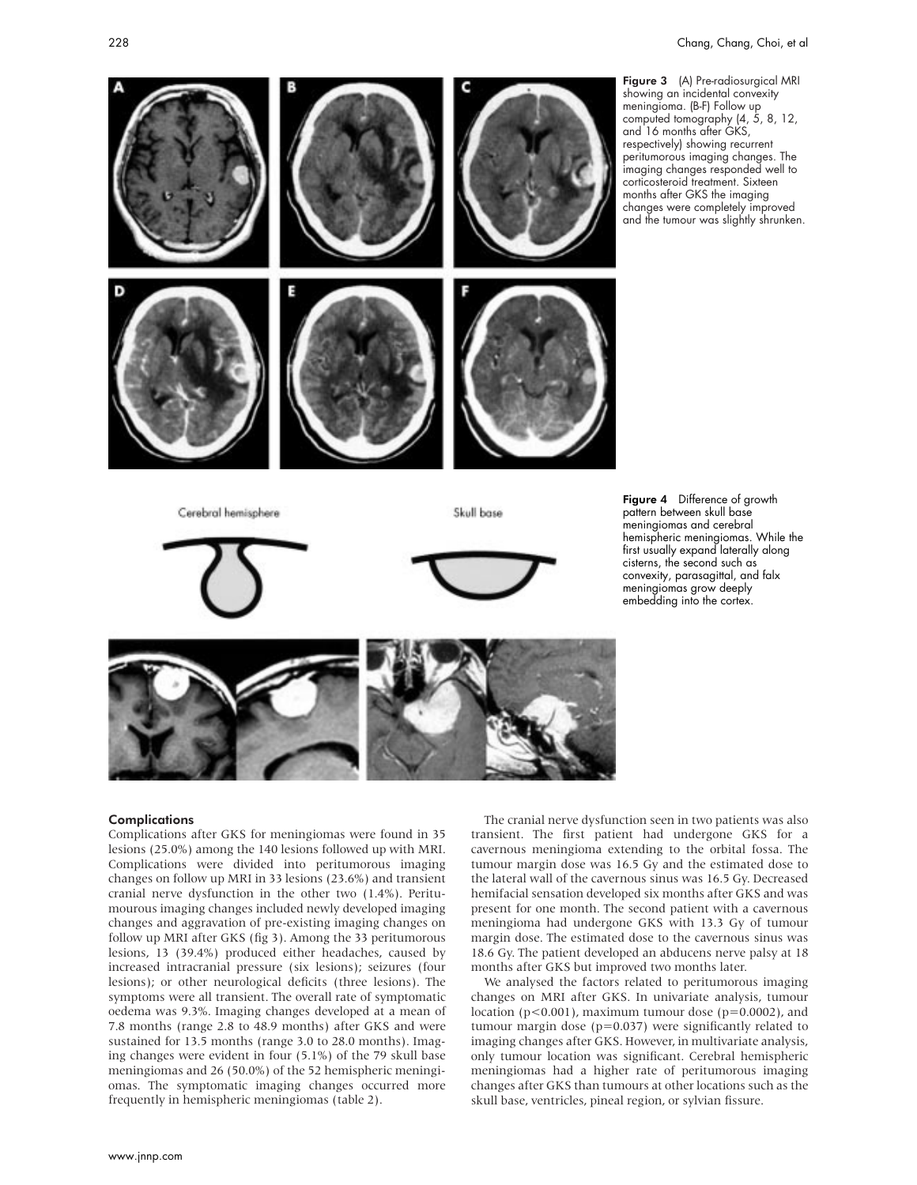Figure 3 (A) Pre-radiosurgical MRI showing an incidental convexity meningioma. (B-F) Follow up computed tomography (4, 5, 8, 12, and 16 months after GKS, respectively) showing recurrent peritumorous imaging changes. The imaging changes responded well to corticosteroid treatment. Sixteen months after GKS the imaging changes were completely improved and the tumour was slightly shrunken.

Figure 4 Difference of growth pattern between skull base meningiomas and cerebral hemispheric meningiomas. While the first usually expand laterally along cisterns, the second such as convexity, parasagittal, and falx meningiomas grow deeply embedding into the cortex.

### Complications

Complications after GKS for meningiomas were found in 35 lesions (25.0%) among the 140 lesions followed up with MRI. Complications were divided into peritumorous imaging changes on follow up MRI in 33 lesions (23.6%) and transient cranial nerve dysfunction in the other two (1.4%). Peritumorous imaging changes included newly developed imaging changes and aggravation of pre-existing imaging changes on follow up MRI after GKS (fig 3). Among the 33 peritumorous lesions, 13 (39.4%) produced either headaches, caused by increased intracranial pressure (six lesions); seizures (four lesions); or other neurological deficits (three lesions). The symptoms were all transient. The overall rate of symptomatic oedema was 9.3%. Imaging changes developed at a mean of 7.8 months (range 2.8 to 48.9 months) after GKS and were sustained for 13.5 months (range 3.0 to 28.0 months). Imaging changes were evident in four (5.1%) of the 79 skull base meningiomas and 26 (50.0%) of the 52 hemispheric meningiomas. The symptomatic imaging changes occurred more frequently in hemispheric meningiomas (table 2).

The cranial nerve dysfunction seen in two patients was also transient. The first patient had undergone GKS for a cavernous meningioma extending to the orbital fossa. The tumour margin dose was 16.5 Gy and the estimated dose to the lateral wall of the cavernous sinus was 16.5 Gy. Decreased hemifacial sensation developed six months after GKS and was present for one month. The second patient with a cavernous meningioma had undergone GKS with 13.3 Gy of tumour margin dose. The estimated dose to the cavernous sinus was 18.6 Gy. The patient developed an abducens nerve palsy at 18 months after GKS but improved two months later.

We analysed the factors related to peritumorous imaging changes on MRI after GKS. In univariate analysis, tumour location ($p<0.001$), maximum tumour dose ($p=0.0002$), and tumour margin dose ($p=0.037$) were significantly related to imaging changes after GKS. However, in multivariate analysis, only tumour location was significant. Cerebral hemispheric meningiomas had a higher rate of peritumorous imaging changes after GKS than tumours at other locations such as the skull base, ventricles, pineal region, or sylvian fissure.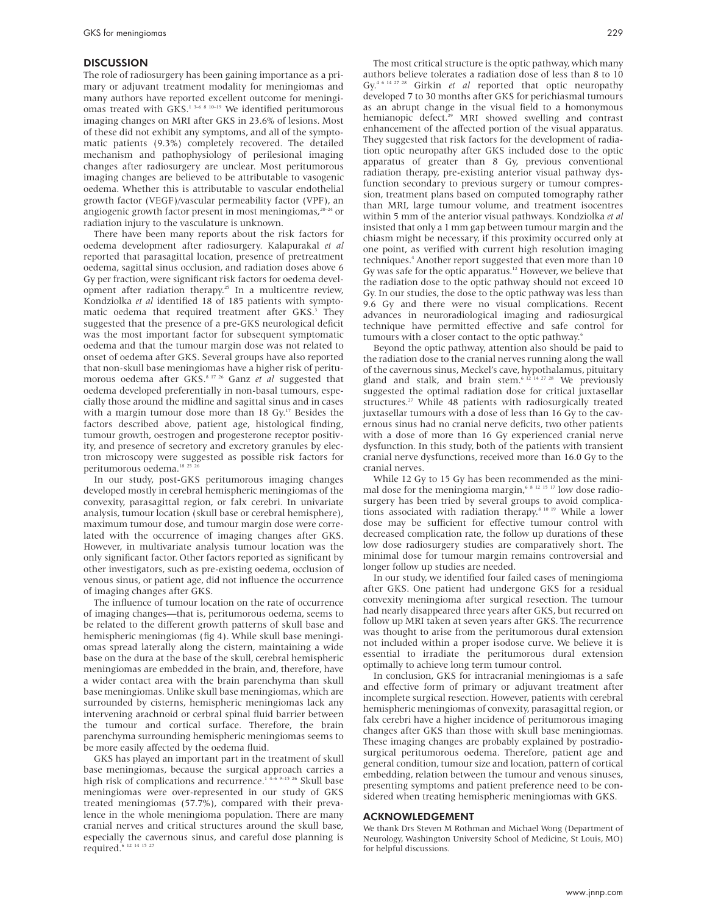## DISCUSSION

The role of radiosurgery has been gaining importance as a primary or adjuvant treatment modality for meningiomas and many authors have reported excellent outcome for meningiomas treated with GKS.[1 3–6 8 10–19] We identified peritumorous imaging changes on MRI after GKS in 23.6% of lesions. Most of these did not exhibit any symptoms, and all of the symptomatic patients (9.3%) completely recovered. The detailed mechanism and pathophysiology of perilesional imaging changes after radiosurgery are unclear. Most peritumorous imaging changes are believed to be attributable to vasogenic oedema. Whether this is attributable to vascular endothelial growth factor (VEGF)/vascular permeability factor (VPF), an angiogenic growth factor present in most meningiomas,[20–24] or radiation injury to the vasculature is unknown.

There have been many reports about the risk factors for oedema development after radiosurgery. Kalapurakal *et al* reported that parasagittal location, presence of pretreatment oedema, sagittal sinus occlusion, and radiation doses above 6 Gy per fraction, were significant risk factors for oedema development after radiation therapy.[25] In a multicentre review, Kondziolka *et al* identified 18 of 185 patients with symptomatic oedema that required treatment after GKS.[3] They suggested that the presence of a pre-GKS neurological deficit was the most important factor for subsequent symptomatic oedema and that the tumour margin dose was not related to onset of oedema after GKS. Several groups have also reported that non-skull base meningiomas have a higher risk of peritumorous oedema after GKS.[8 17 26] Ganz *et al* suggested that oedema developed preferentially in non-basal tumours, especially those around the midline and sagittal sinus and in cases with a margin tumour dose more than 18 Gy.[17] Besides the factors described above, patient age, histological finding, tumour growth, oestrogen and progesterone receptor positivity, and presence of secretory and excretory granules by electron microscopy were suggested as possible risk factors for peritumorous oedema.[18 25 26]

In our study, post-GKS peritumorous imaging changes developed mostly in cerebral hemispheric meningiomas of the convexity, parasagittal region, or falx cerebri. In univariate analysis, tumour location (skull base or cerebral hemisphere), maximum tumour dose, and tumour margin dose were correlated with the occurrence of imaging changes after GKS. However, in multivariate analysis tumour location was the only significant factor. Other factors reported as significant by other investigators, such as pre-existing oedema, occlusion of venous sinus, or patient age, did not influence the occurrence of imaging changes after GKS.

The influence of tumour location on the rate of occurrence of imaging changes—that is, peritumorous oedema, seems to be related to the different growth patterns of skull base and hemispheric meningiomas (fig 4). While skull base meningiomas spread laterally along the cistern, maintaining a wide base on the dura at the base of the skull, cerebral hemispheric meningiomas are embedded in the brain, and, therefore, have a wider contact area with the brain parenchyma than skull base meningiomas. Unlike skull base meningiomas, which are surrounded by cisterns, hemispheric meningiomas lack any intervening arachnoid or cerbral spinal fluid barrier between the tumour and cortical surface. Therefore, the brain parenchyma surrounding hemispheric meningiomas seems to be more easily affected by the oedema fluid.

GKS has played an important part in the treatment of skull base meningiomas, because the surgical approach carries a high risk of complications and recurrence.[1 4–6 9–15 26] Skull base meningiomas were over-represented in our study of GKS treated meningiomas (57.7%), compared with their prevalence in the whole meningioma population. There are many cranial nerves and critical structures around the skull base, especially the cavernous sinus, and careful dose planning is required.[6 12 14 15 27]

The most critical structure is the optic pathway, which many authors believe tolerates a radiation dose of less than 8 to 10 Gy.[4 6 14 27 28] Girkin *et al* reported that optic neuropathy developed 7 to 30 months after GKS for perichiasmal tumours as an abrupt change in the visual field to a homonymous hemianopic defect.[29] MRI showed swelling and contrast enhancement of the affected portion of the visual apparatus. They suggested that risk factors for the development of radiation optic neuropathy after GKS included dose to the optic apparatus of greater than 8 Gy, previous conventional radiation therapy, pre-existing anterior visual pathway dysfunction secondary to previous surgery or tumour compression, treatment plans based on computed tomography rather than MRI, large tumour volume, and treatment isocentres within 5 mm of the anterior visual pathways. Kondziolka *et al* insisted that only a 1 mm gap between tumour margin and the chiasm might be necessary, if this proximity occurred only at one point, as verified with current high resolution imaging techniques.[4] Another report suggested that even more than 10 Gy was safe for the optic apparatus.[12] However, we believe that the radiation dose to the optic pathway should not exceed 10 Gy. In our studies, the dose to the optic pathway was less than 9.6 Gy and there were no visual complications. Recent advances in neuroradiological imaging and radiosurgical technique have permitted effective and safe control for tumours with a closer contact to the optic pathway.[6]

Beyond the optic pathway, attention also should be paid to the radiation dose to the cranial nerves running along the wall of the cavernous sinus, Meckel's cave, hypothalamus, pituitary gland and stalk, and brain stem.[6 12 14 27 28] We previously suggested the optimal radiation dose for critical juxtasellar structures.[27] While 48 patients with radiosurgically treated juxtasellar tumours with a dose of less than 16 Gy to the cavernous sinus had no cranial nerve deficits, two other patients with a dose of more than 16 Gy experienced cranial nerve dysfunction. In this study, both of the patients with transient cranial nerve dysfunctions, received more than 16.0 Gy to the cranial nerves.

While 12 Gy to 15 Gy has been recommended as the minimal dose for the meningioma margin,[6 8 12 15 17] low dose radiosurgery has been tried by several groups to avoid complications associated with radiation therapy.[8 10 19] While a lower dose may be sufficient for effective tumour control with decreased complication rate, the follow up durations of these low dose radiosurgery studies are comparatively short. The minimal dose for tumour margin remains controversial and longer follow up studies are needed.

In our study, we identified four failed cases of meningioma after GKS. One patient had undergone GKS for a residual convexity meningioma after surgical resection. The tumour had nearly disappeared three years after GKS, but recurred on follow up MRI taken at seven years after GKS. The recurrence was thought to arise from the peritumorous dural extension not included within a proper isodose curve. We believe it is essential to irradiate the peritumorous dural extension optimally to achieve long term tumour control.

In conclusion, GKS for intracranial meningiomas is a safe and effective form of primary or adjuvant treatment after incomplete surgical resection. However, patients with cerebral hemispheric meningiomas of convexity, parasagittal region, or falx cerebri have a higher incidence of peritumorous imaging changes after GKS than those with skull base meningiomas. These imaging changes are probably explained by postradiosurgical peritumorous oedema. Therefore, patient age and general condition, tumour size and location, pattern of cortical embedding, relation between the tumour and venous sinuses, presenting symptoms and patient preference need to be considered when treating hemispheric meningiomas with GKS.

## ACKNOWLEDGEMENT

We thank Drs Steven M Rothman and Michael Wong (Department of Neurology, Washington University School of Medicine, St Louis, MO) for helpful discussions.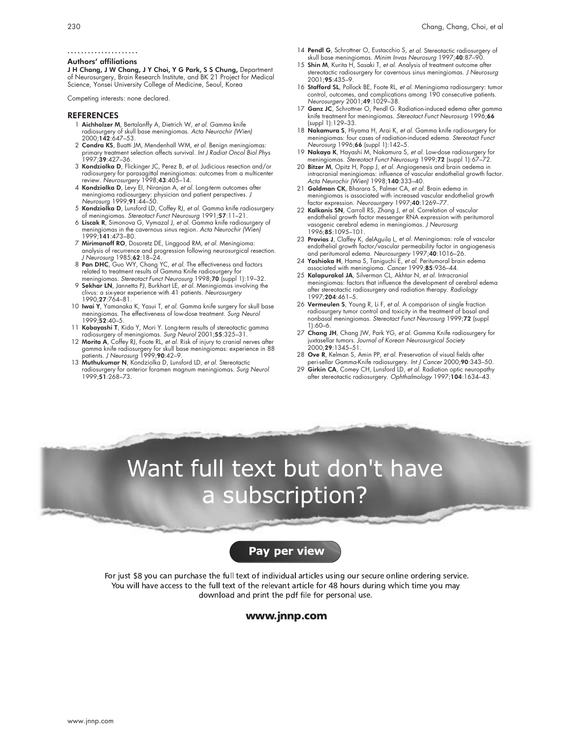## Authors' affiliations

**J H Chang, J W Chang, J Y Choi, Y G Park, S S Chung,** Department of Neurosurgery, Brain Research Institute, and BK 21 Project for Medical Science, Yonsei University College of Medicine, Seoul, Korea

Competing interests: none declared.

## REFERENCES

1. **Aichholzer M**, Bertalanffy A, Dietrich W, *et al*. Gamma knife radiosurgery of skull base meningiomas. *Acta Neurochir (Wien)* 2000;**142**:647–53.
2. **Condra KS**, Buatti JM, Mendenhall WM, *et al*. Benign meningiomas: primary treatment selection affects survival. *Int J Radiat Oncol Biol Phys* 1997;**39**:427–36.
3. **Kondziolka D**, Flickinger JC, Perez B, *et al*. Judicious resection and/or radiosurgery for parasagittal meningiomas: outcomes from a multicenter review. *Neurosurgery* 1998;**43**:405–14.
4. **Kondziolka D**, Levy EI, Niranjan A, *et al*. Long-term outcomes after meningioma radiosurgery: physician and patient perspectives. *J Neurosurg* 1999;**91**:44–50.
5. **Kondziolka D**, Lunsford LD, Coffey RJ, *et al*. Gamma knife radiosurgery of meningiomas. *Stereotact Funct Neurosurg* 1991;**57**:11–21.
6. **Liscak R**, Simonova G, Vymazal J, *et al*. Gamma knife radiosurgery of meningiomas in the cavernous sinus region. *Acta Neurochir (Wien)* 1999;**141**:473–80.
7. **Mirimanoff RO**, Dosoretz DE, Linggood RM, *et al*. Meningioma: analysis of recurrence and progression following neurosurgical resection. *J Neurosurg* 1985;**62**:18–24.
8. **Pan DHC**, Guo WY, Chang YC, *et al*. The effectiveness and factors related to treatment results of Gamma Knife radiosurgery for meningiomas. *Stereotact Funct Neurosurg* 1998;**70** (suppl 1):19–32.
9. **Sekhar LN**, Jannetta PJ, Burkhart LE, *et al*. Meningiomas involving the clivus: a six-year experience with 41 patients. *Neurosurgery* 1990;**27**:764–81.
10. **Iwai Y**, Yamanaka K, Yasui T, *et al*. Gamma knife surgery for skull base meningiomas. The effectiveness of low-dose treatment. *Surg Neurol* 1999;**52**:40–5.
11. **Kobayashi T**, Kida Y, Mori Y. Long-term results of stereotactic gamma radiosurgery of meningiomas. *Surg Neurol* 2001;**55**:325–31.
12. **Morita A**, Coffey RJ, Foote RL, *et al*. Risk of injury to cranial nerves after gamma knife radiosurgery for skull base meningiomas: experience in 88 patients. *J Neurosurg* 1999;**90**:42–9.
13. **Muthukumar N**, Kondziolka D, Lunsford LD, *et al*. Stereotactic radiosurgery for anterior foramen magnum meningiomas. *Surg Neurol* 1999;**51**:268–73.
14. **Pendl G**, Schrottner O, Eustacchio S, *et al*. Stereotactic radiosurgery of skull base meningiomas. *Minim Invas Neurosurg* 1997;**40**:87–90.
15. **Shin M**, Kurita H, Sasaki T, *et al*. Analysis of treatment outcome after stereotactic radiosurgery for cavernous sinus meningiomas. *J Neurosurg* 2001;**95**:435–9.
16. **Stafford SL**, Pollock BE, Foote RL, *et al*. Meningioma radiosurgery: tumor control, outcomes, and complications among 190 consecutive patients. *Neurosurgery* 2001;**49**:1029–38.
17. **Ganz JC**, Schrottner O, Pendl G. Radiation-induced edema after gamma knife treatment for meningiomas. *Stereotact Funct Neurosurg* 1996;**66** (suppl 1):129–33.
18. **Nakamura S**, Hiyama H, Arai K, *et al*. Gamma knife radiosurgery for meningiomas: four cases of radiation-induced edema. *Stereotact Funct Neurosurg* 1996;**66** (suppl 1):142–5.
19. **Nakaya K**, Hayashi M, Nakamura S, *et al*. Low-dose radiosurgery for meningiomas. *Stereotact Funct Neurosurg* 1999;**72** (suppl 1):67–72.
20. **Bitzer M**, Opitz H, Popp J, *et al*. Angiogenesis and brain oedema in intracranial meningiomas: influence of vascular endothelial growth factor. *Acta Neurochir (Wien)* 1998;**140**:333–40.
21. **Goldman CK**, Bharara S, Palmer CA, *et al*. Brain edema in meningiomas is associated with increased vascular endothelial growth factor expression. *Neurosurgery* 1997;**40**:1269–77.
22. **Kalkanis SN**, Carroll RS, Zhang J, *et al*. Correlation of vascular endothelial growth factor messenger RNA expression with peritumoral vasogenic cerebral edema in meningiomas. *J Neurosurg* 1996;**85**:1095–101.
23. **Provias J**, Claffey K, delAguila L, *et al*. Meningiomas: role of vascular endothelial growth factor/vascular permeability factor in angiogenesis and peritumoral edema. *Neurosurgery* 1997;**40**:1016–26.
24. **Yoshioka H**, Hama S, Taniguchi E, *et al*. Peritumoral brain edema associated with meningioma. *Cancer* 1999;**85**:936–44.
25. **Kalapurakal JA**, Silverman CL, Akhtar N, *et al*. Intracranial meningiomas: factors that influence the development of cerebral edema after stereotactic radiosurgery and radiation therapy. *Radiology* 1997;**204**:461–5.
26. **Vermeulen S**, Young R, Li F, *et al*. A comparison of single fraction radiosurgery tumor control and toxicity in the treatment of basal and nonbasal meningiomas. *Stereotact Funct Neurosurg* 1999;**72** (suppl 1):60–6.
27. **Chang JH**, Chang JW, Park YG, *et al*. Gamma Knife radiosurgery for juxtasellar tumors. *Journal of Korean Neurosurgical Society* 2000;**29**:1345–51.
28. **Ove R**, Kelman S, Amin PP, *et al*. Preservation of visual fields after peri-sellar Gamma-Knife radiosurgery. *Int J Cancer* 2000;**90**:343–50.
29. **Girkin CA**, Comey CH, Lunsford LD, *et al*. Radiation optic neuropathy after stereotactic radiosurgery. *Ophthalmology* 1997;**104**:1634–43.

Want full text but don't have a subscription?

**Pay per view**

For just $8 you can purchase the full text of individual articles using our secure online ordering service. You will have access to the full text of the relevant article for 48 hours during which time you may download and print the pdf file for personal use.

**www.jnnp.com**